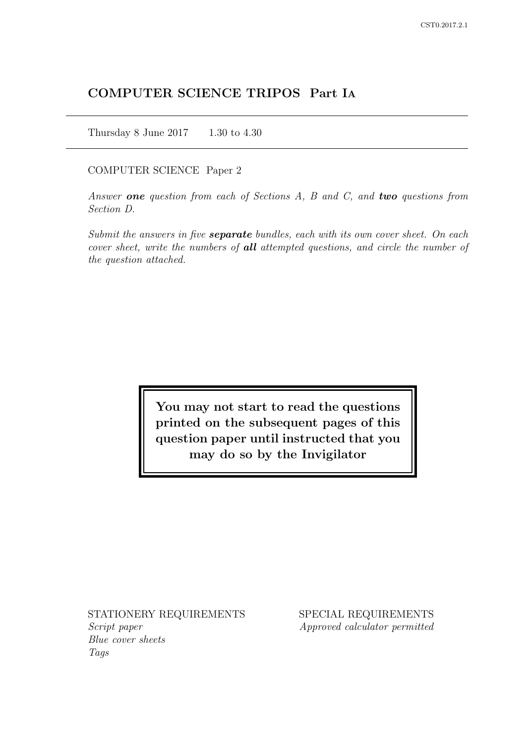# COMPUTER SCIENCE TRIPOS Part IA

Thursday 8 June 2017    1.30 to 4.30

COMPUTER SCIENCE Paper 2

*Answer **one** question from each of Sections A, B and C, and **two** questions from Section D.*

*Submit the answers in five **separate** bundles, each with its own cover sheet. On each cover sheet, write the numbers of **all** attempted questions, and circle the number of the question attached.*

**You may not start to read the questions printed on the subsequent pages of this question paper until instructed that you may do so by the Invigilator**

STATIONERY REQUIREMENTS
*Script paper*
*Blue cover sheets*
*Tags*

SPECIAL REQUIREMENTS
*Approved calculator permitted*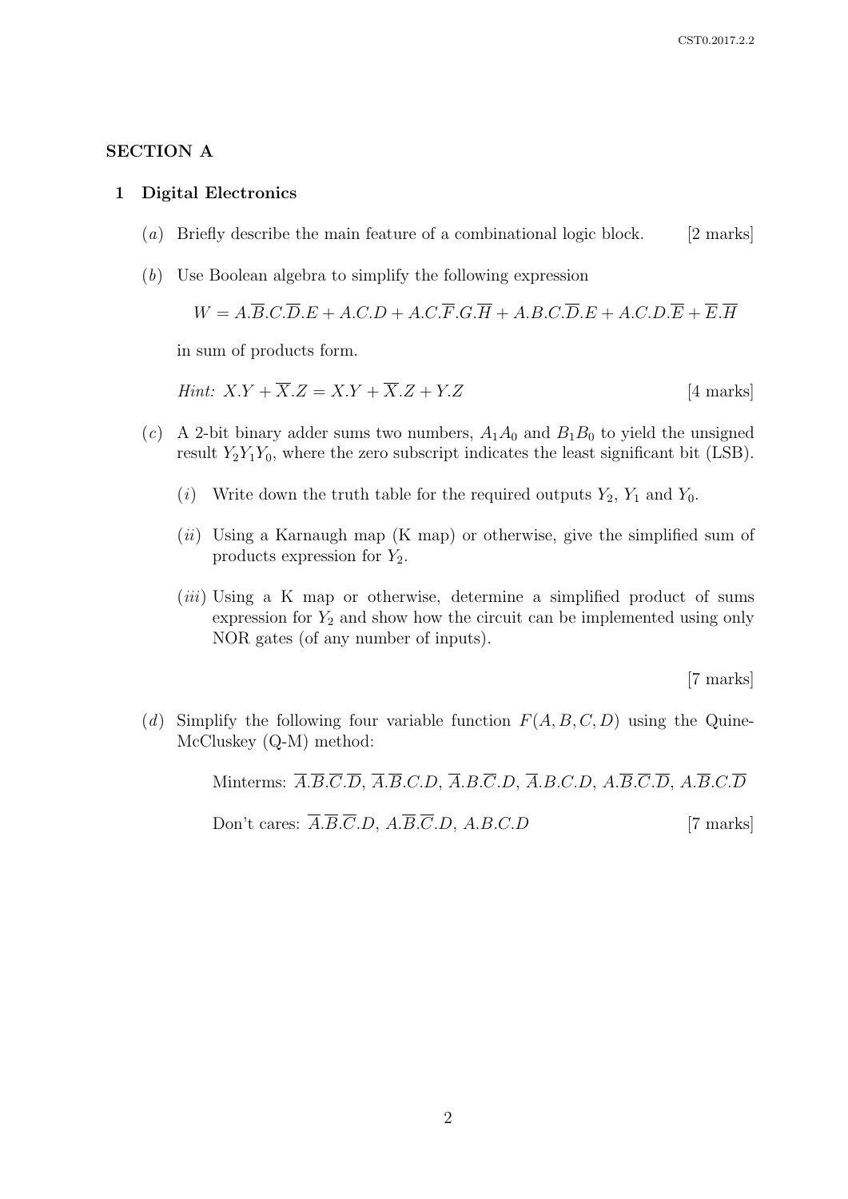## SECTION A

### 1 Digital Electronics

(*a*) Briefly describe the main feature of a combinational logic block. [2 marks]

(*b*) Use Boolean algebra to simplify the following expression

$$W = A.\overline{B}.C.\overline{D}.E + A.C.D + A.C.\overline{F}.G.\overline{H} + A.B.C.\overline{D}.E + A.C.D.\overline{E} + \overline{E}.\overline{H}$$

in sum of products form.

*Hint:* $X.Y + \overline{X}.Z = X.Y + \overline{X}.Z + Y.Z$ [4 marks]

(*c*) A 2-bit binary adder sums two numbers, $A_1A_0$ and $B_1B_0$ to yield the unsigned result $Y_2Y_1Y_0$, where the zero subscript indicates the least significant bit (LSB).

(*i*) Write down the truth table for the required outputs $Y_2$, $Y_1$ and $Y_0$.

(*ii*) Using a Karnaugh map (K map) or otherwise, give the simplified sum of products expression for $Y_2$.

(*iii*) Using a K map or otherwise, determine a simplified product of sums expression for $Y_2$ and show how the circuit can be implemented using only NOR gates (of any number of inputs).

[7 marks]

(*d*) Simplify the following four variable function $F(A, B, C, D)$ using the Quine-McCluskey (Q-M) method:

Minterms: $\overline{A}.\overline{B}.\overline{C}.\overline{D}$, $\overline{A}.\overline{B}.C.D$, $\overline{A}.B.\overline{C}.D$, $\overline{A}.B.C.D$, $A.\overline{B}.\overline{C}.\overline{D}$, $A.\overline{B}.C.\overline{D}$

Don't cares: $\overline{A}.\overline{B}.\overline{C}.D$, $A.\overline{B}.\overline{C}.D$, $A.B.C.D$ [7 marks]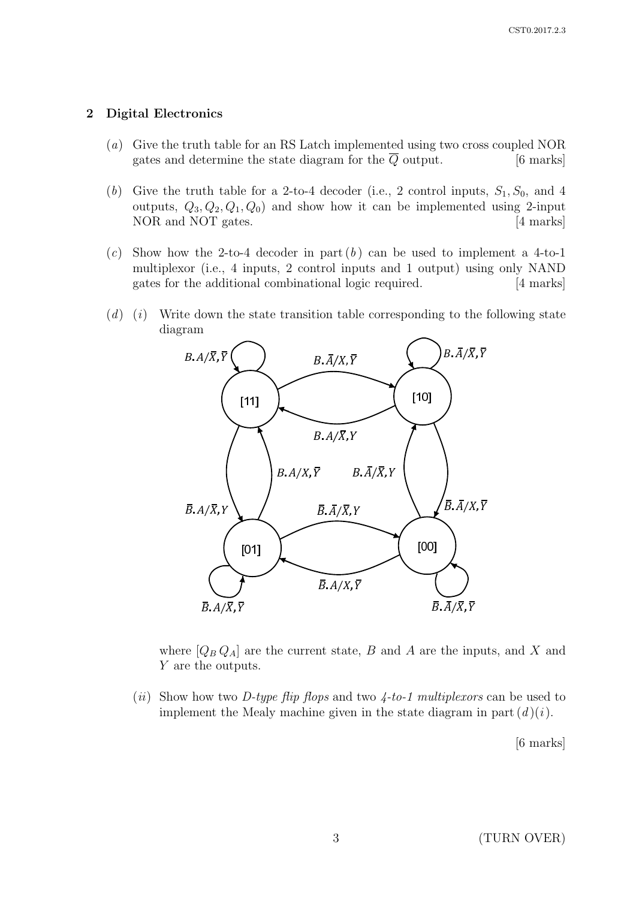## 2 Digital Electronics

(*a*) Give the truth table for an RS Latch implemented using two cross coupled NOR gates and determine the state diagram for the $\overline{Q}$ output. [6 marks]

(*b*) Give the truth table for a 2-to-4 decoder (i.e., 2 control inputs, $S_1, S_0$, and 4 outputs, $Q_3, Q_2, Q_1, Q_0$) and show how it can be implemented using 2-input NOR and NOT gates. [4 marks]

(*c*) Show how the 2-to-4 decoder in part (*b*) can be used to implement a 4-to-1 multiplexor (i.e., 4 inputs, 2 control inputs and 1 output) using only NAND gates for the additional combinational logic required. [4 marks]

(*d*) (*i*) Write down the state transition table corresponding to the following state diagram

where $[Q_B\, Q_A]$ are the current state, $B$ and $A$ are the inputs, and $X$ and $Y$ are the outputs.

(*ii*) Show how two *D-type flip flops* and two *4-to-1 multiplexors* can be used to implement the Mealy machine given in the state diagram in part (*d*)(*i*).

[6 marks]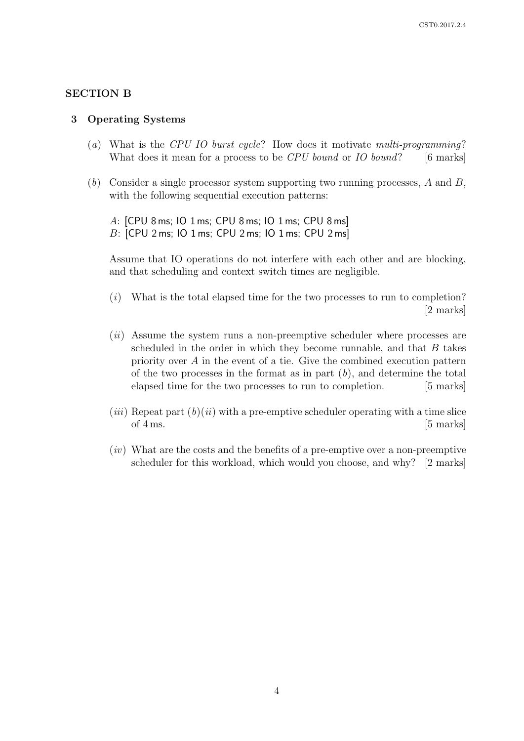## SECTION B

### 3 Operating Systems

(*a*) What is the *CPU IO burst cycle*? How does it motivate *multi-programming*? What does it mean for a process to be *CPU bound* or *IO bound*? [6 marks]

(*b*) Consider a single processor system supporting two running processes, $A$ and $B$, with the following sequential execution patterns:

$A$: [CPU 8 ms; IO 1 ms; CPU 8 ms; IO 1 ms; CPU 8 ms]
$B$: [CPU 2 ms; IO 1 ms; CPU 2 ms; IO 1 ms; CPU 2 ms]

Assume that IO operations do not interfere with each other and are blocking, and that scheduling and context switch times are negligible.

(*i*) What is the total elapsed time for the two processes to run to completion? [2 marks]

(*ii*) Assume the system runs a non-preemptive scheduler where processes are scheduled in the order in which they become runnable, and that $B$ takes priority over $A$ in the event of a tie. Give the combined execution pattern of the two processes in the format as in part (*b*), and determine the total elapsed time for the two processes to run to completion. [5 marks]

(*iii*) Repeat part (*b*)(*ii*) with a pre-emptive scheduler operating with a time slice of 4 ms. [5 marks]

(*iv*) What are the costs and the benefits of a pre-emptive over a non-preemptive scheduler for this workload, which would you choose, and why? [2 marks]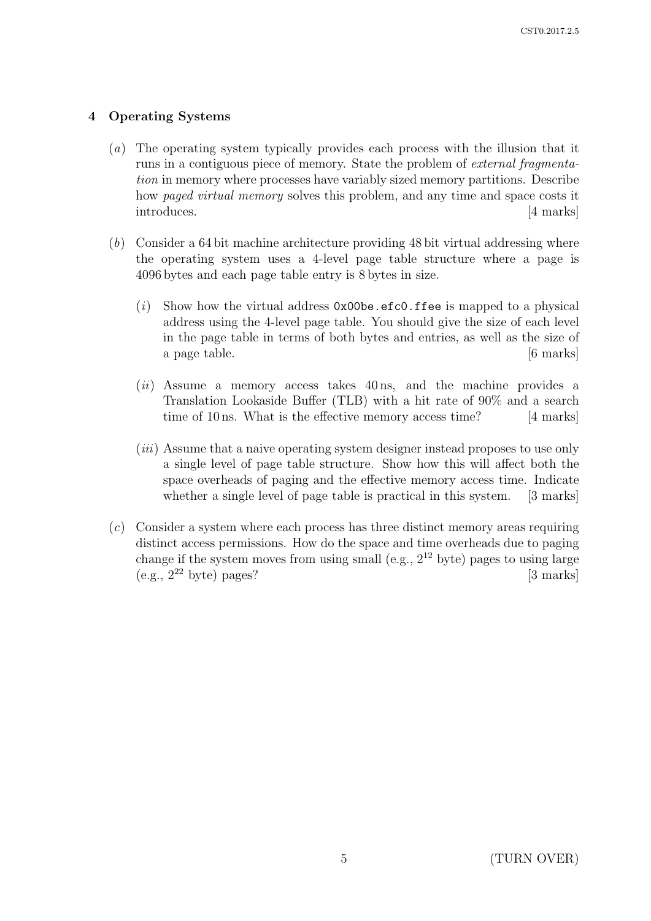## 4 Operating Systems

(*a*) The operating system typically provides each process with the illusion that it runs in a contiguous piece of memory. State the problem of *external fragmentation* in memory where processes have variably sized memory partitions. Describe how *paged virtual memory* solves this problem, and any time and space costs it introduces. [4 marks]

(*b*) Consider a 64 bit machine architecture providing 48 bit virtual addressing where the operating system uses a 4-level page table structure where a page is 4096 bytes and each page table entry is 8 bytes in size.

(*i*) Show how the virtual address `0x00be.efc0.ffee` is mapped to a physical address using the 4-level page table. You should give the size of each level in the page table in terms of both bytes and entries, as well as the size of a page table. [6 marks]

(*ii*) Assume a memory access takes 40 ns, and the machine provides a Translation Lookaside Buffer (TLB) with a hit rate of 90% and a search time of 10 ns. What is the effective memory access time? [4 marks]

(*iii*) Assume that a naive operating system designer instead proposes to use only a single level of page table structure. Show how this will affect both the space overheads of paging and the effective memory access time. Indicate whether a single level of page table is practical in this system. [3 marks]

(*c*) Consider a system where each process has three distinct memory areas requiring distinct access permissions. How do the space and time overheads due to paging change if the system moves from using small (e.g., $2^{12}$ byte) pages to using large (e.g., $2^{22}$ byte) pages? [3 marks]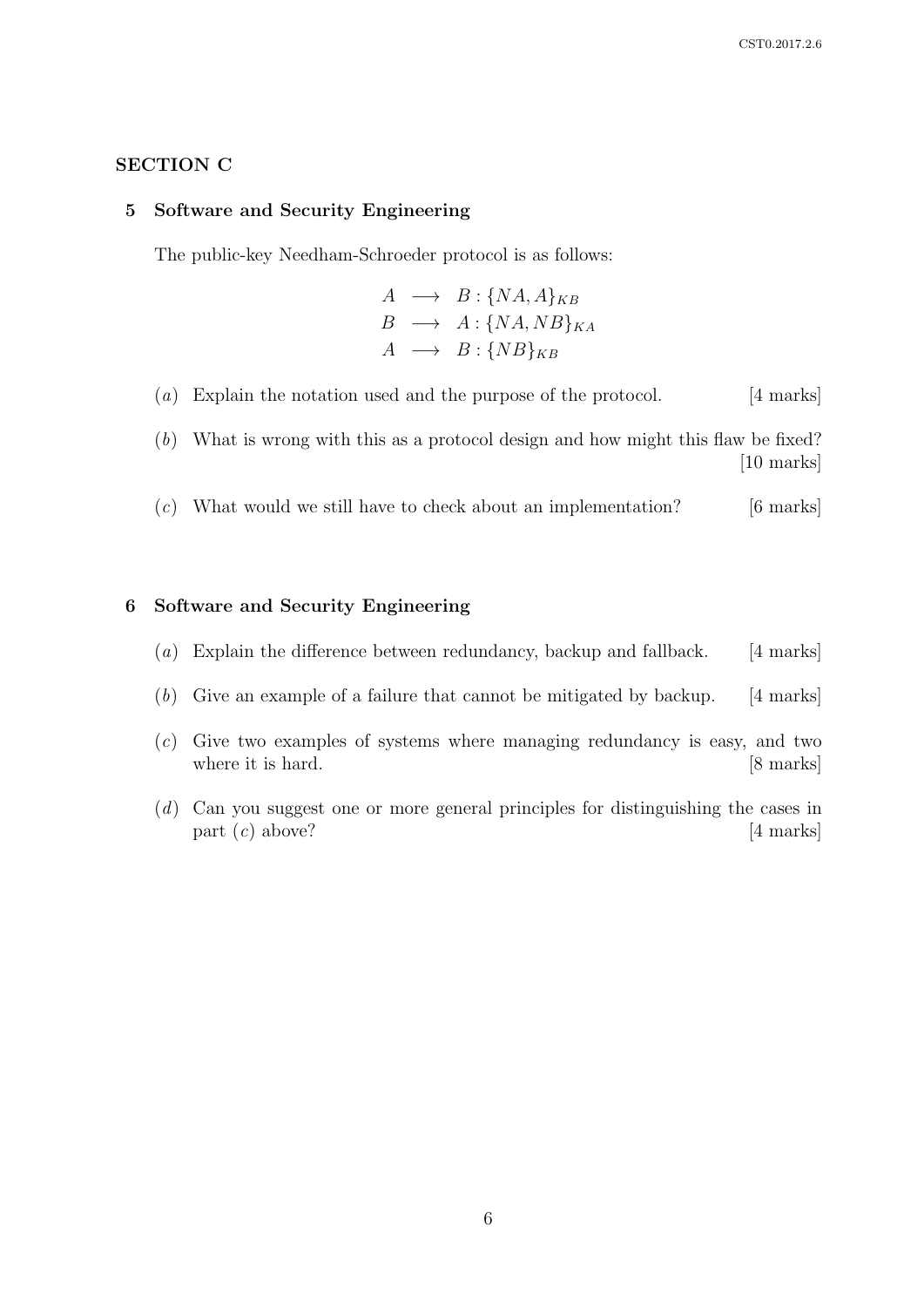## SECTION C

### 5 Software and Security Engineering

The public-key Needham-Schroeder protocol is as follows:

$$
\begin{aligned}
A &\longrightarrow B : \{NA, A\}_{KB} \\
B &\longrightarrow A : \{NA, NB\}_{KA} \\
A &\longrightarrow B : \{NB\}_{KB}
\end{aligned}
$$

(*a*) Explain the notation used and the purpose of the protocol. [4 marks]

(*b*) What is wrong with this as a protocol design and how might this flaw be fixed? [10 marks]

(*c*) What would we still have to check about an implementation? [6 marks]

### 6 Software and Security Engineering

(*a*) Explain the difference between redundancy, backup and fallback. [4 marks]

(*b*) Give an example of a failure that cannot be mitigated by backup. [4 marks]

(*c*) Give two examples of systems where managing redundancy is easy, and two where it is hard. [8 marks]

(*d*) Can you suggest one or more general principles for distinguishing the cases in part (*c*) above? [4 marks]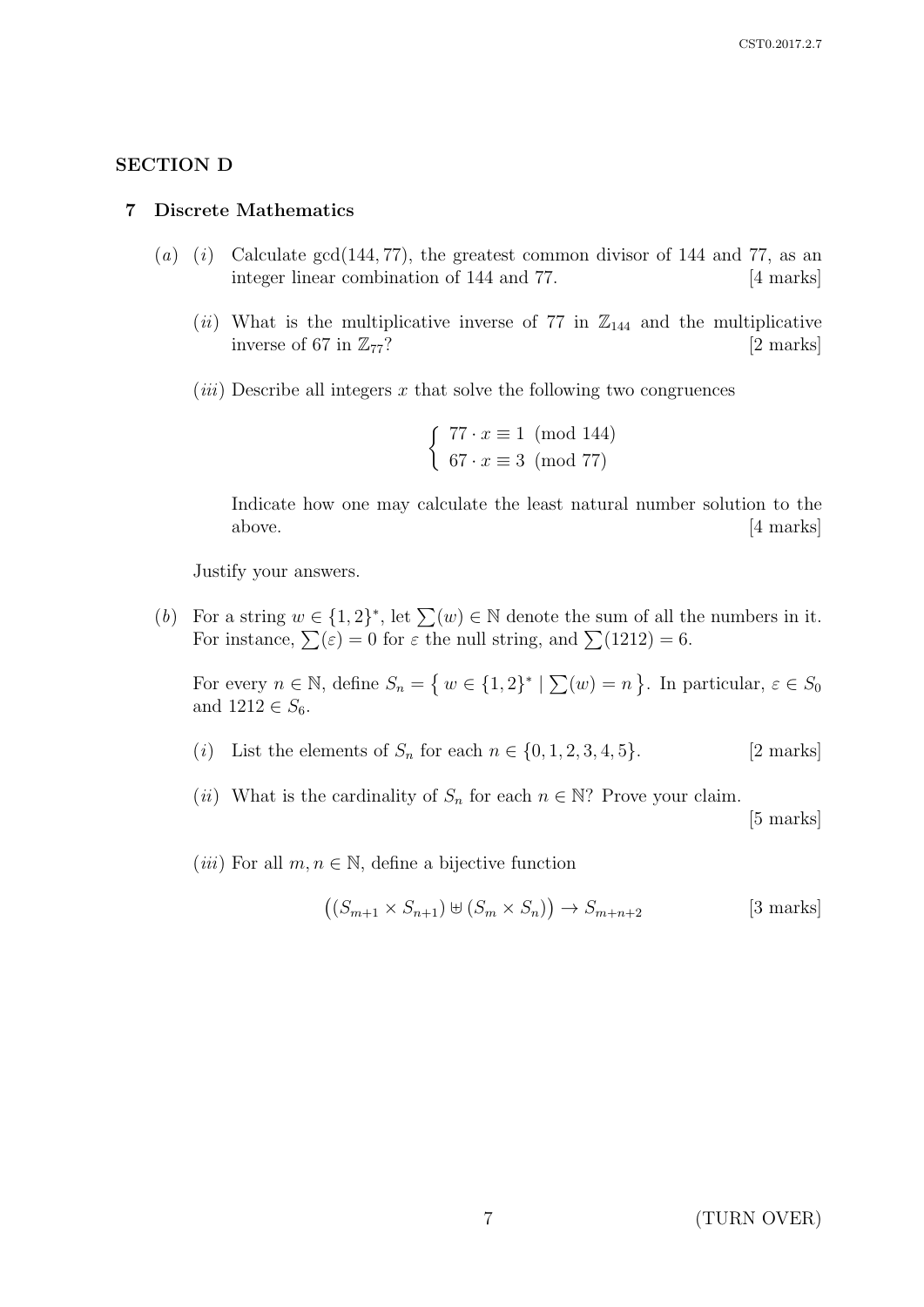## SECTION D

### 7 Discrete Mathematics

(*a*) (*i*) Calculate gcd(144, 77), the greatest common divisor of 144 and 77, as an integer linear combination of 144 and 77. [4 marks]

(*ii*) What is the multiplicative inverse of 77 in $\mathbb{Z}_{144}$ and the multiplicative inverse of 67 in $\mathbb{Z}_{77}$? [2 marks]

(*iii*) Describe all integers $x$ that solve the following two congruences

$$\begin{cases} 77 \cdot x \equiv 1 \pmod{144} \\ 67 \cdot x \equiv 3 \pmod{77} \end{cases}$$

Indicate how one may calculate the least natural number solution to the above. [4 marks]

Justify your answers.

(*b*) For a string $w \in \{1,2\}^*$, let $\sum(w) \in \mathbb{N}$ denote the sum of all the numbers in it. For instance, $\sum(\varepsilon) = 0$ for $\varepsilon$ the null string, and $\sum(1212) = 6$.

For every $n \in \mathbb{N}$, define $S_n = \{ w \in \{1,2\}^* \mid \sum(w) = n \}$. In particular, $\varepsilon \in S_0$ and $1212 \in S_6$.

(*i*) List the elements of $S_n$ for each $n \in \{0,1,2,3,4,5\}$. [2 marks]

(*ii*) What is the cardinality of $S_n$ for each $n \in \mathbb{N}$? Prove your claim. [5 marks]

(*iii*) For all $m, n \in \mathbb{N}$, define a bijective function

$$\big((S_{m+1} \times S_{n+1}) \uplus (S_m \times S_n)\big) \to S_{m+n+2}$$ [3 marks]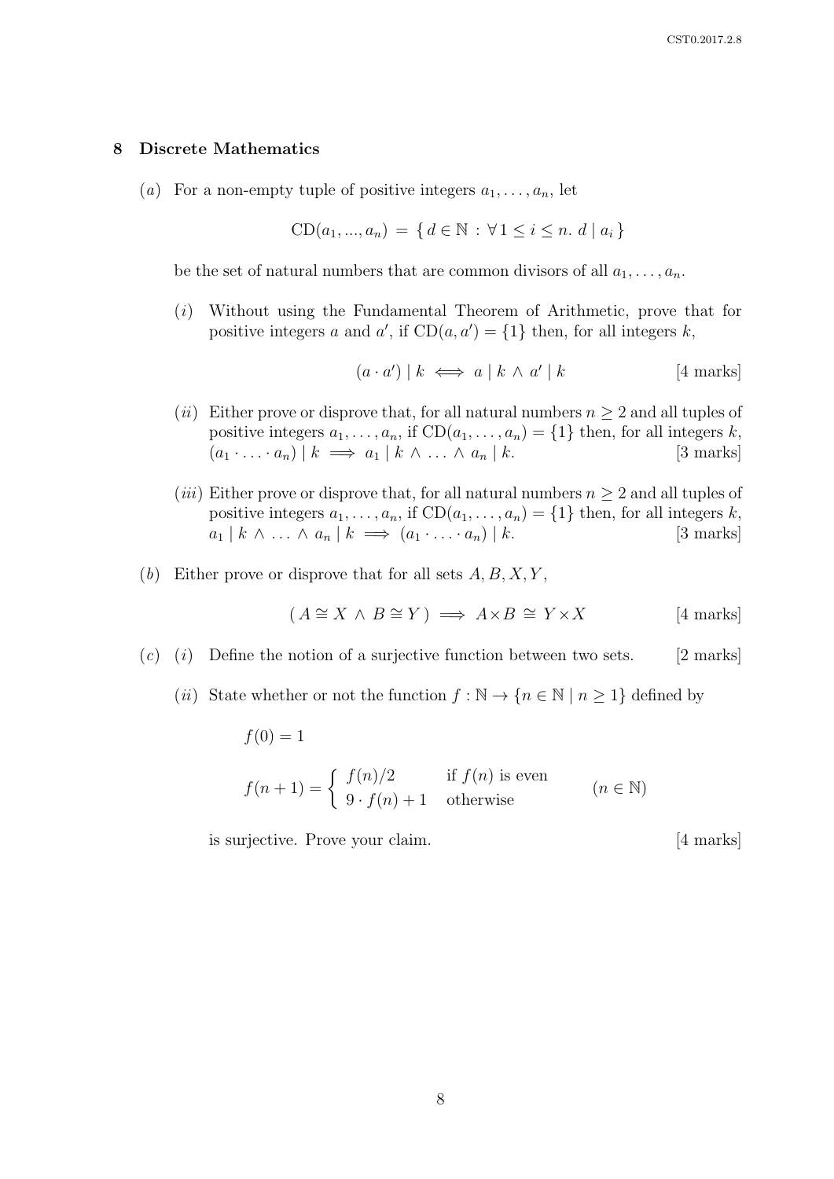## 8 Discrete Mathematics

(*a*) For a non-empty tuple of positive integers $a_1, \ldots, a_n$, let

$$\mathrm{CD}(a_1, ..., a_n) \;=\; \{\, d \in \mathbb{N} \,:\, \forall\, 1 \leq i \leq n.\; d \mid a_i \,\}$$

be the set of natural numbers that are common divisors of all $a_1, \ldots, a_n$.

(*i*) Without using the Fundamental Theorem of Arithmetic, prove that for positive integers $a$ and $a'$, if $\mathrm{CD}(a, a') = \{1\}$ then, for all integers $k$,

$$(a \cdot a') \mid k \iff a \mid k \,\wedge\, a' \mid k \qquad \text{[4 marks]}$$

(*ii*) Either prove or disprove that, for all natural numbers $n \geq 2$ and all tuples of positive integers $a_1, \ldots, a_n$, if $\mathrm{CD}(a_1, \ldots, a_n) = \{1\}$ then, for all integers $k$, $(a_1 \cdot \ldots \cdot a_n) \mid k \implies a_1 \mid k \,\wedge\, \ldots \,\wedge\, a_n \mid k$. [3 marks]

(*iii*) Either prove or disprove that, for all natural numbers $n \geq 2$ and all tuples of positive integers $a_1, \ldots, a_n$, if $\mathrm{CD}(a_1, \ldots, a_n) = \{1\}$ then, for all integers $k$, $a_1 \mid k \,\wedge\, \ldots \,\wedge\, a_n \mid k \implies (a_1 \cdot \ldots \cdot a_n) \mid k$. [3 marks]

(*b*) Either prove or disprove that for all sets $A, B, X, Y$,

$$(\, A \cong X \,\wedge\, B \cong Y \,) \implies A \times B \,\cong\, Y \times X \qquad \text{[4 marks]}$$

(*c*) (*i*) Define the notion of a surjective function between two sets. [2 marks]

(*ii*) State whether or not the function $f : \mathbb{N} \to \{n \in \mathbb{N} \mid n \geq 1\}$ defined by

$$f(0) = 1$$

$$f(n+1) = \begin{cases} f(n)/2 & \text{if } f(n) \text{ is even} \\ 9 \cdot f(n) + 1 & \text{otherwise} \end{cases} \qquad (n \in \mathbb{N})$$

is surjective. Prove your claim. [4 marks]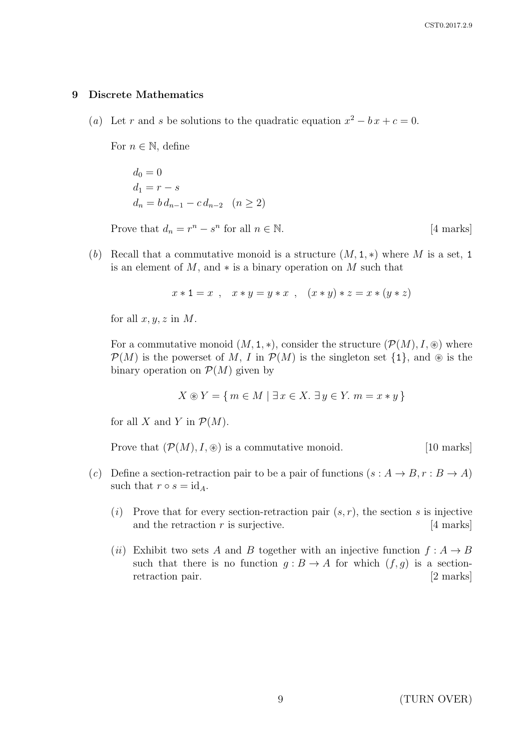## 9 Discrete Mathematics

(*a*) Let $r$ and $s$ be solutions to the quadratic equation $x^2 - b\,x + c = 0$.

For $n \in \mathbb{N}$, define

$$
\begin{aligned}
& d_0 = 0 \\
& d_1 = r - s \\
& d_n = b\,d_{n-1} - c\,d_{n-2} \quad (n \geq 2)
\end{aligned}
$$

Prove that $d_n = r^n - s^n$ for all $n \in \mathbb{N}$. [4 marks]

(*b*) Recall that a commutative monoid is a structure $(M, \mathtt{1}, *)$ where $M$ is a set, $\mathtt{1}$ is an element of $M$, and $*$ is a binary operation on $M$ such that

$$
x * \mathtt{1} = x \ , \quad x * y = y * x \ , \quad (x * y) * z = x * (y * z)
$$

for all $x, y, z$ in $M$.

For a commutative monoid $(M, \mathtt{1}, *)$, consider the structure $(\mathcal{P}(M), I, \circledast)$ where $\mathcal{P}(M)$ is the powerset of $M$, $I$ in $\mathcal{P}(M)$ is the singleton set $\{\mathtt{1}\}$, and $\circledast$ is the binary operation on $\mathcal{P}(M)$ given by

$$
X \circledast Y = \{\, m \in M \mid \exists\, x \in X.\ \exists\, y \in Y.\ m = x * y \,\}
$$

for all $X$ and $Y$ in $\mathcal{P}(M)$.

Prove that $(\mathcal{P}(M), I, \circledast)$ is a commutative monoid. [10 marks]

(*c*) Define a section-retraction pair to be a pair of functions $(s : A \to B, r : B \to A)$ such that $r \circ s = \mathrm{id}_A$.

(*i*) Prove that for every section-retraction pair $(s, r)$, the section $s$ is injective and the retraction $r$ is surjective. [4 marks]

(*ii*) Exhibit two sets $A$ and $B$ together with an injective function $f : A \to B$ such that there is no function $g : B \to A$ for which $(f, g)$ is a section-retraction pair. [2 marks]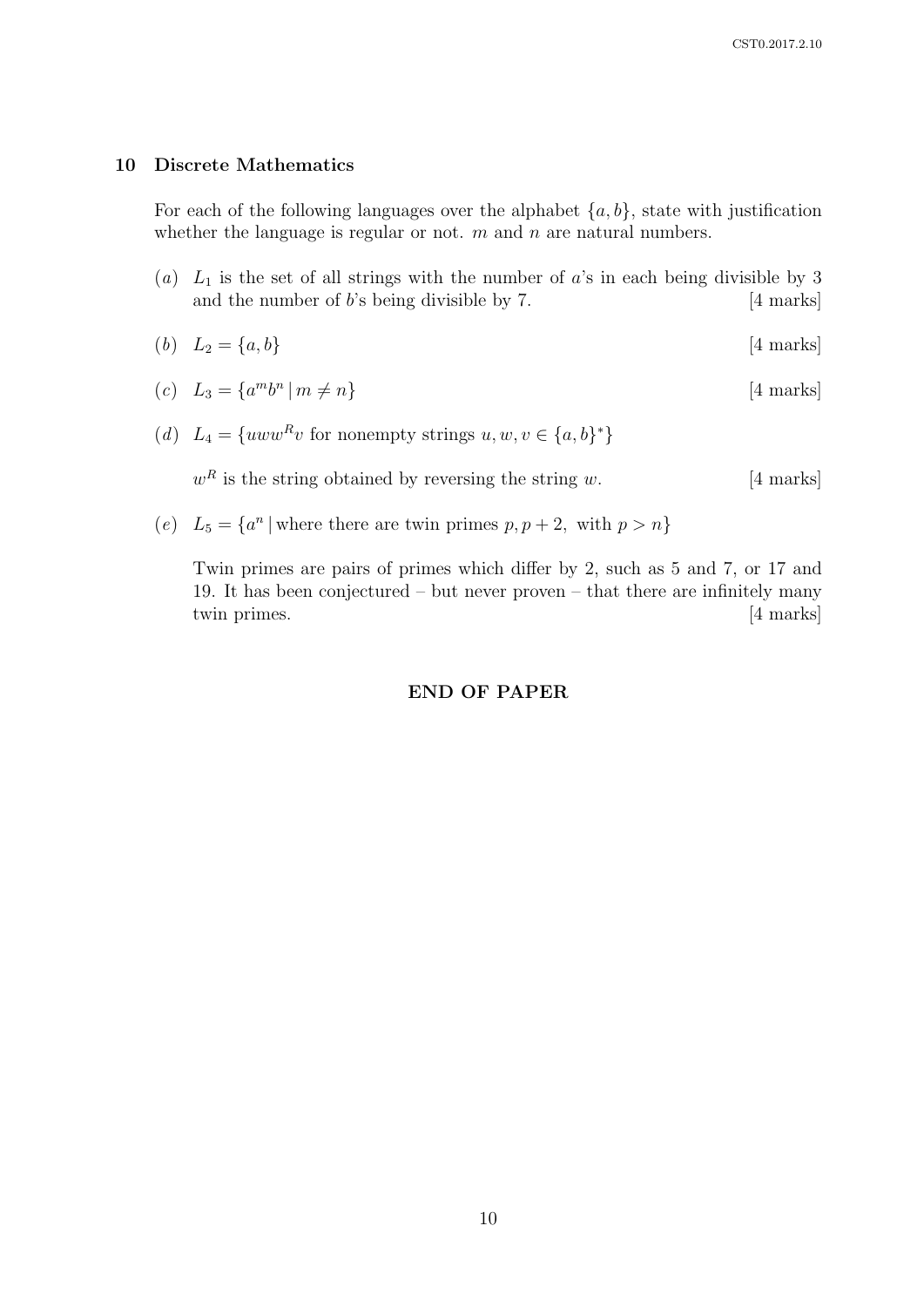## 10 Discrete Mathematics

For each of the following languages over the alphabet $\{a, b\}$, state with justification whether the language is regular or not. $m$ and $n$ are natural numbers.

(*a*) $L_1$ is the set of all strings with the number of $a$'s in each being divisible by 3 and the number of $b$'s being divisible by 7. [4 marks]

(*b*) $L_2 = \{a, b\}$ [4 marks]

(*c*) $L_3 = \{a^m b^n \mid m \neq n\}$ [4 marks]

(*d*) $L_4 = \{uww^R v$ for nonempty strings $u, w, v \in \{a, b\}^*\}$

$w^R$ is the string obtained by reversing the string $w$. [4 marks]

(*e*) $L_5 = \{a^n \mid \text{where there are twin primes } p, p + 2, \text{ with } p > n\}$

Twin primes are pairs of primes which differ by 2, such as 5 and 7, or 17 and 19. It has been conjectured – but never proven – that there are infinitely many twin primes. [4 marks]

**END OF PAPER**